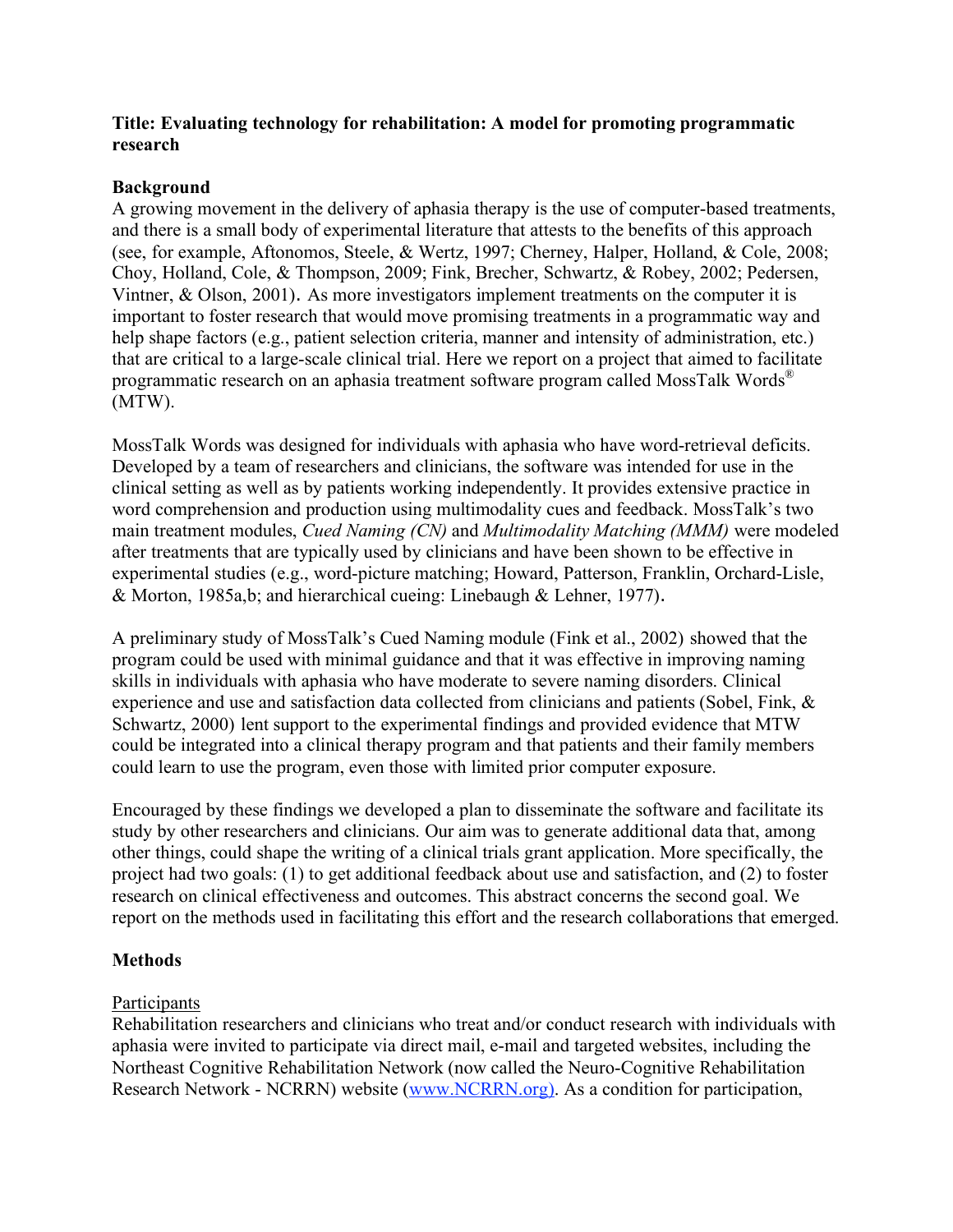**Title: Evaluating technology for rehabilitation: A model for promoting programmatic research**

## Background

A growing movement in the delivery of aphasia therapy is the use of computer-based treatments, and there is a small body of experimental literature that attests to the benefits of this approach (see, for example, Aftonomos, Steele, & Wertz, 1997; Cherney, Halper, Holland, & Cole, 2008; Choy, Holland, Cole, & Thompson, 2009; Fink, Brecher, Schwartz, & Robey, 2002; Pedersen, Vintner, & Olson, 2001). As more investigators implement treatments on the computer it is important to foster research that would move promising treatments in a programmatic way and help shape factors (e.g., patient selection criteria, manner and intensity of administration, etc.) that are critical to a large-scale clinical trial. Here we report on a project that aimed to facilitate programmatic research on an aphasia treatment software program called MossTalk Words® (MTW).

MossTalk Words was designed for individuals with aphasia who have word-retrieval deficits. Developed by a team of researchers and clinicians, the software was intended for use in the clinical setting as well as by patients working independently. It provides extensive practice in word comprehension and production using multimodality cues and feedback. MossTalk's two main treatment modules, *Cued Naming (CN)* and *Multimodality Matching (MMM)* were modeled after treatments that are typically used by clinicians and have been shown to be effective in experimental studies (e.g., word-picture matching; Howard, Patterson, Franklin, Orchard-Lisle, & Morton, 1985a,b; and hierarchical cueing: Linebaugh & Lehner, 1977).

A preliminary study of MossTalk's Cued Naming module (Fink et al., 2002) showed that the program could be used with minimal guidance and that it was effective in improving naming skills in individuals with aphasia who have moderate to severe naming disorders. Clinical experience and use and satisfaction data collected from clinicians and patients (Sobel, Fink, & Schwartz, 2000) lent support to the experimental findings and provided evidence that MTW could be integrated into a clinical therapy program and that patients and their family members could learn to use the program, even those with limited prior computer exposure.

Encouraged by these findings we developed a plan to disseminate the software and facilitate its study by other researchers and clinicians. Our aim was to generate additional data that, among other things, could shape the writing of a clinical trials grant application. More specifically, the project had two goals: (1) to get additional feedback about use and satisfaction, and (2) to foster research on clinical effectiveness and outcomes. This abstract concerns the second goal. We report on the methods used in facilitating this effort and the research collaborations that emerged.

## Methods

### Participants

Rehabilitation researchers and clinicians who treat and/or conduct research with individuals with aphasia were invited to participate via direct mail, e-mail and targeted websites, including the Northeast Cognitive Rehabilitation Network (now called the Neuro-Cognitive Rehabilitation Research Network - NCRRN) website (www.NCRRN.org). As a condition for participation,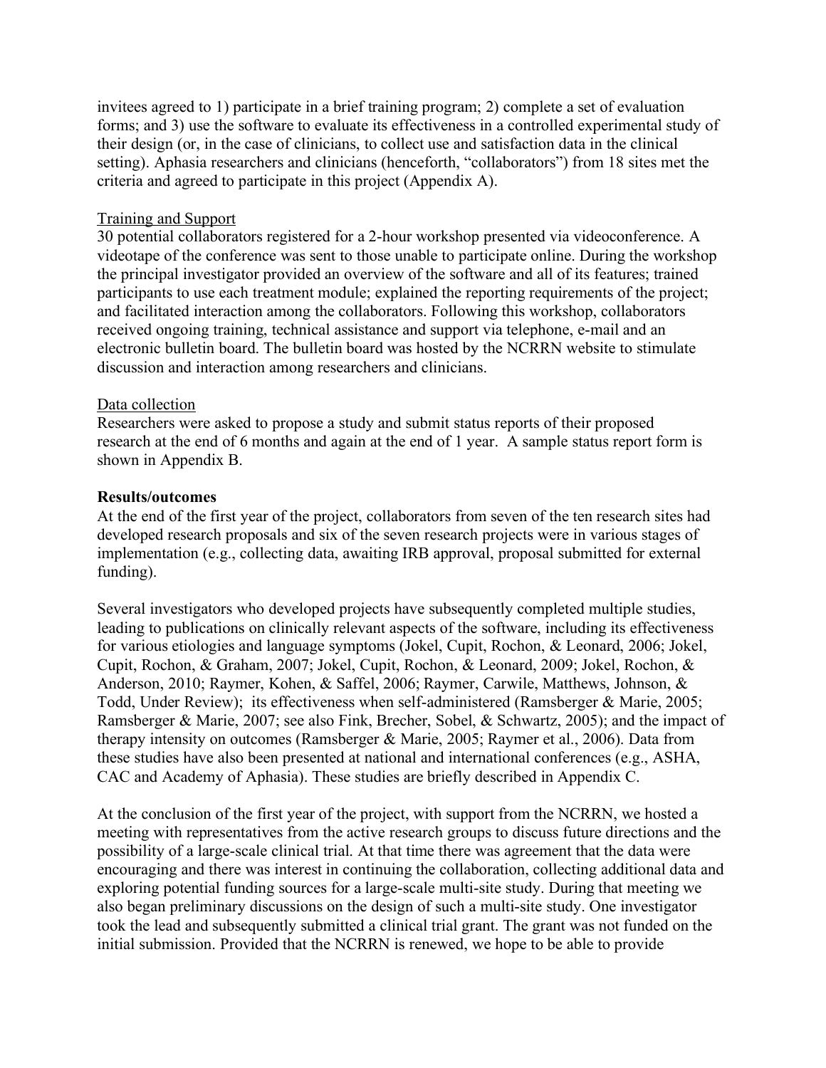invitees agreed to 1) participate in a brief training program; 2) complete a set of evaluation forms; and 3) use the software to evaluate its effectiveness in a controlled experimental study of their design (or, in the case of clinicians, to collect use and satisfaction data in the clinical setting). Aphasia researchers and clinicians (henceforth, "collaborators") from 18 sites met the criteria and agreed to participate in this project (Appendix A).

Training and Support

30 potential collaborators registered for a 2-hour workshop presented via videoconference. A videotape of the conference was sent to those unable to participate online. During the workshop the principal investigator provided an overview of the software and all of its features; trained participants to use each treatment module; explained the reporting requirements of the project; and facilitated interaction among the collaborators. Following this workshop, collaborators received ongoing training, technical assistance and support via telephone, e-mail and an electronic bulletin board. The bulletin board was hosted by the NCRRN website to stimulate discussion and interaction among researchers and clinicians.

Data collection

Researchers were asked to propose a study and submit status reports of their proposed research at the end of 6 months and again at the end of 1 year. A sample status report form is shown in Appendix B.

**Results/outcomes**

At the end of the first year of the project, collaborators from seven of the ten research sites had developed research proposals and six of the seven research projects were in various stages of implementation (e.g., collecting data, awaiting IRB approval, proposal submitted for external funding).

Several investigators who developed projects have subsequently completed multiple studies, leading to publications on clinically relevant aspects of the software, including its effectiveness for various etiologies and language symptoms (Jokel, Cupit, Rochon, & Leonard, 2006; Jokel, Cupit, Rochon, & Graham, 2007; Jokel, Cupit, Rochon, & Leonard, 2009; Jokel, Rochon, & Anderson, 2010; Raymer, Kohen, & Saffel, 2006; Raymer, Carwile, Matthews, Johnson, & Todd, Under Review); its effectiveness when self-administered (Ramsberger & Marie, 2005; Ramsberger & Marie, 2007; see also Fink, Brecher, Sobel, & Schwartz, 2005); and the impact of therapy intensity on outcomes (Ramsberger & Marie, 2005; Raymer et al., 2006). Data from these studies have also been presented at national and international conferences (e.g., ASHA, CAC and Academy of Aphasia). These studies are briefly described in Appendix C.

At the conclusion of the first year of the project, with support from the NCRRN, we hosted a meeting with representatives from the active research groups to discuss future directions and the possibility of a large-scale clinical trial. At that time there was agreement that the data were encouraging and there was interest in continuing the collaboration, collecting additional data and exploring potential funding sources for a large-scale multi-site study. During that meeting we also began preliminary discussions on the design of such a multi-site study. One investigator took the lead and subsequently submitted a clinical trial grant. The grant was not funded on the initial submission. Provided that the NCRRN is renewed, we hope to be able to provide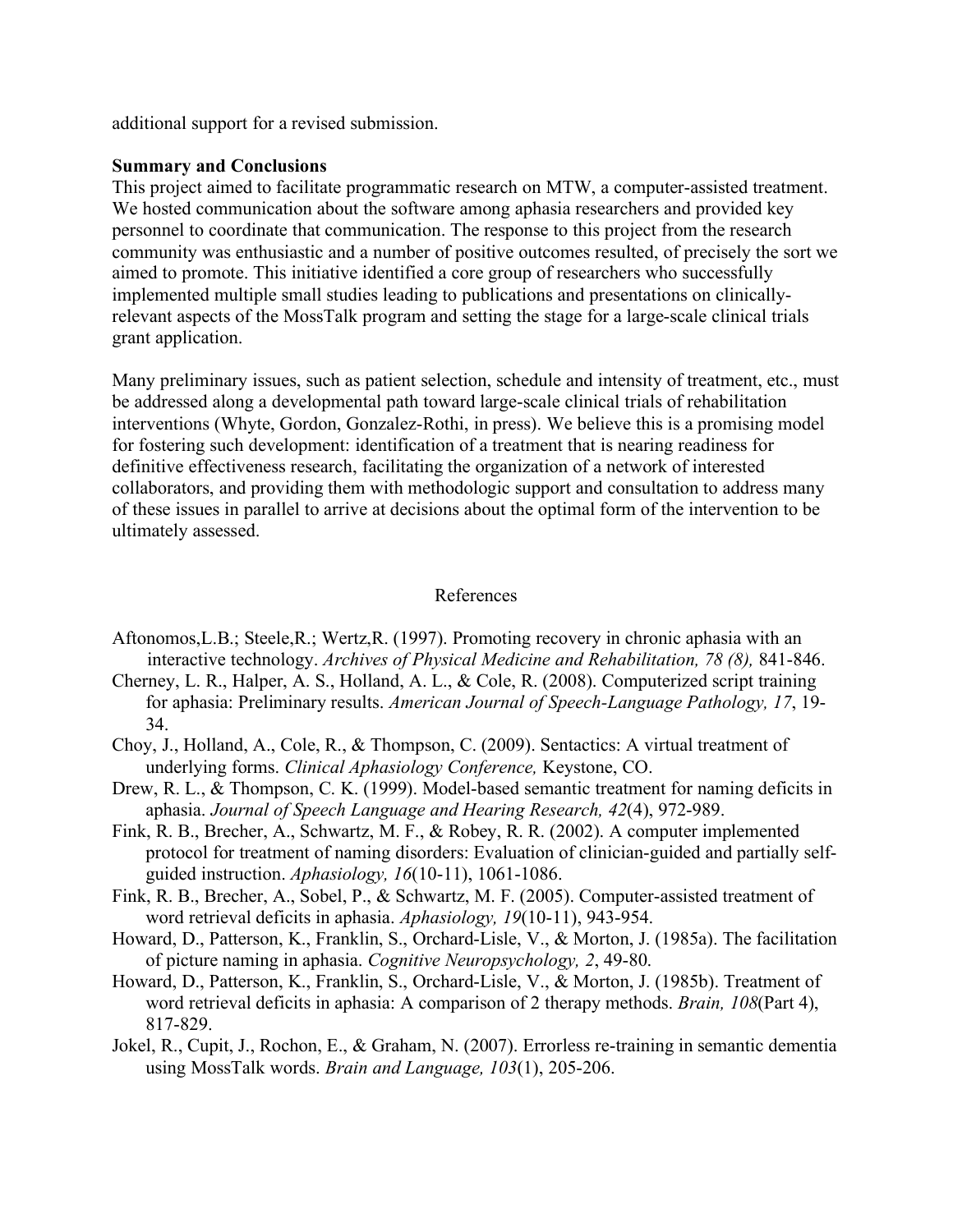additional support for a revised submission.

**Summary and Conclusions**

This project aimed to facilitate programmatic research on MTW, a computer-assisted treatment. We hosted communication about the software among aphasia researchers and provided key personnel to coordinate that communication. The response to this project from the research community was enthusiastic and a number of positive outcomes resulted, of precisely the sort we aimed to promote. This initiative identified a core group of researchers who successfully implemented multiple small studies leading to publications and presentations on clinically-relevant aspects of the MossTalk program and setting the stage for a large-scale clinical trials grant application.

Many preliminary issues, such as patient selection, schedule and intensity of treatment, etc., must be addressed along a developmental path toward large-scale clinical trials of rehabilitation interventions (Whyte, Gordon, Gonzalez-Rothi, in press). We believe this is a promising model for fostering such development: identification of a treatment that is nearing readiness for definitive effectiveness research, facilitating the organization of a network of interested collaborators, and providing them with methodologic support and consultation to address many of these issues in parallel to arrive at decisions about the optimal form of the intervention to be ultimately assessed.

## References

Aftonomos,L.B.; Steele,R.; Wertz,R. (1997). Promoting recovery in chronic aphasia with an interactive technology. *Archives of Physical Medicine and Rehabilitation, 78 (8),* 841-846.

Cherney, L. R., Halper, A. S., Holland, A. L., & Cole, R. (2008). Computerized script training for aphasia: Preliminary results. *American Journal of Speech-Language Pathology, 17*, 19-34.

Choy, J., Holland, A., Cole, R., & Thompson, C. (2009). Sentactics: A virtual treatment of underlying forms. *Clinical Aphasiology Conference,* Keystone, CO.

Drew, R. L., & Thompson, C. K. (1999). Model-based semantic treatment for naming deficits in aphasia. *Journal of Speech Language and Hearing Research, 42*(4), 972-989.

Fink, R. B., Brecher, A., Schwartz, M. F., & Robey, R. R. (2002). A computer implemented protocol for treatment of naming disorders: Evaluation of clinician-guided and partially self-guided instruction. *Aphasiology, 16*(10-11), 1061-1086.

Fink, R. B., Brecher, A., Sobel, P., & Schwartz, M. F. (2005). Computer-assisted treatment of word retrieval deficits in aphasia. *Aphasiology, 19*(10-11), 943-954.

Howard, D., Patterson, K., Franklin, S., Orchard-Lisle, V., & Morton, J. (1985a). The facilitation of picture naming in aphasia. *Cognitive Neuropsychology, 2*, 49-80.

Howard, D., Patterson, K., Franklin, S., Orchard-Lisle, V., & Morton, J. (1985b). Treatment of word retrieval deficits in aphasia: A comparison of 2 therapy methods. *Brain, 108*(Part 4), 817-829.

Jokel, R., Cupit, J., Rochon, E., & Graham, N. (2007). Errorless re-training in semantic dementia using MossTalk words. *Brain and Language, 103*(1), 205-206.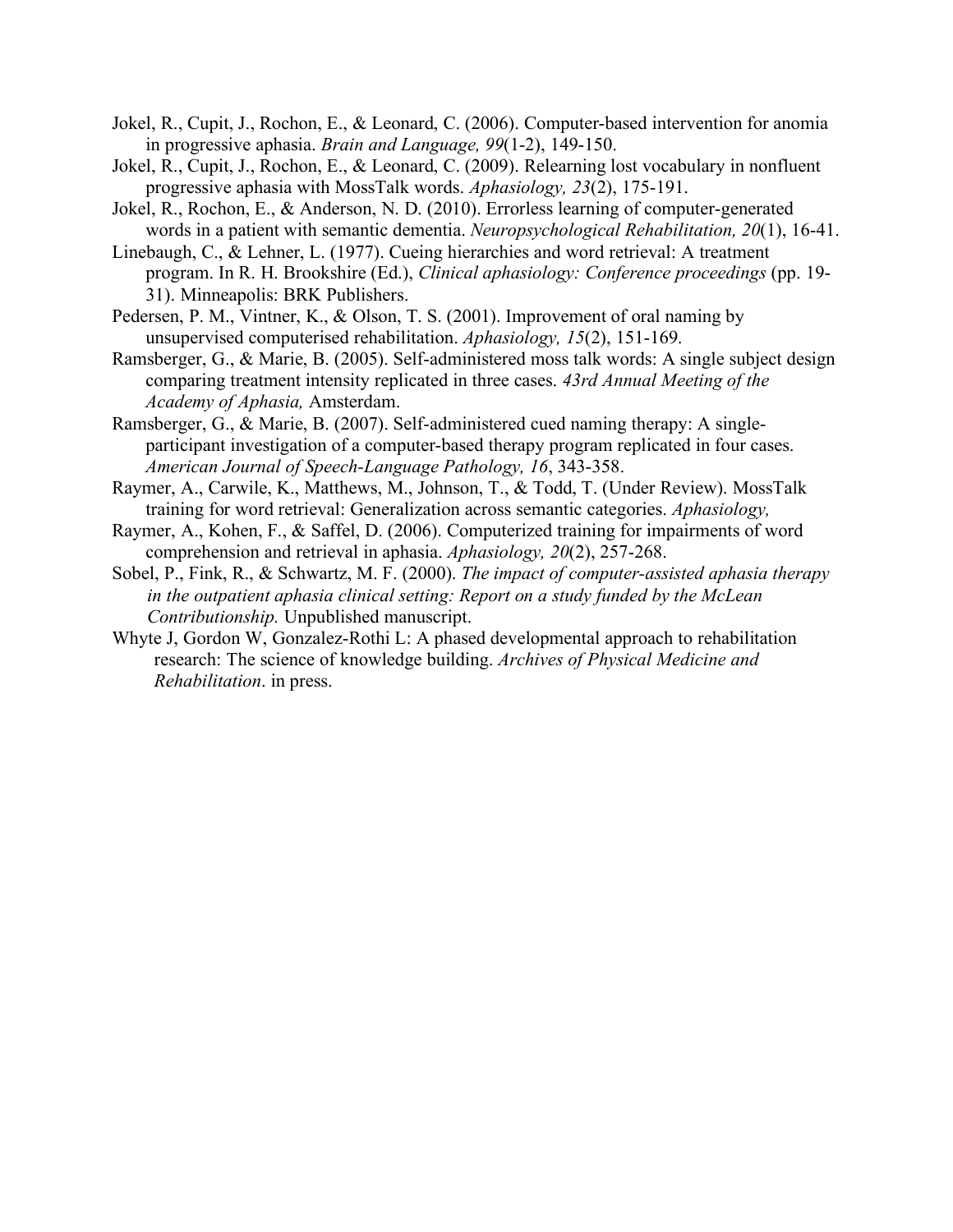Jokel, R., Cupit, J., Rochon, E., & Leonard, C. (2006). Computer-based intervention for anomia in progressive aphasia. *Brain and Language, 99*(1-2), 149-150.

Jokel, R., Cupit, J., Rochon, E., & Leonard, C. (2009). Relearning lost vocabulary in nonfluent progressive aphasia with MossTalk words. *Aphasiology, 23*(2), 175-191.

Jokel, R., Rochon, E., & Anderson, N. D. (2010). Errorless learning of computer-generated words in a patient with semantic dementia. *Neuropsychological Rehabilitation, 20*(1), 16-41.

Linebaugh, C., & Lehner, L. (1977). Cueing hierarchies and word retrieval: A treatment program. In R. H. Brookshire (Ed.), *Clinical aphasiology: Conference proceedings* (pp. 19-31). Minneapolis: BRK Publishers.

Pedersen, P. M., Vintner, K., & Olson, T. S. (2001). Improvement of oral naming by unsupervised computerised rehabilitation. *Aphasiology, 15*(2), 151-169.

Ramsberger, G., & Marie, B. (2005). Self-administered moss talk words: A single subject design comparing treatment intensity replicated in three cases. *43rd Annual Meeting of the Academy of Aphasia,* Amsterdam.

Ramsberger, G., & Marie, B. (2007). Self-administered cued naming therapy: A single-participant investigation of a computer-based therapy program replicated in four cases. *American Journal of Speech-Language Pathology, 16*, 343-358.

Raymer, A., Carwile, K., Matthews, M., Johnson, T., & Todd, T. (Under Review). MossTalk training for word retrieval: Generalization across semantic categories. *Aphasiology,*

Raymer, A., Kohen, F., & Saffel, D. (2006). Computerized training for impairments of word comprehension and retrieval in aphasia. *Aphasiology, 20*(2), 257-268.

Sobel, P., Fink, R., & Schwartz, M. F. (2000). *The impact of computer-assisted aphasia therapy in the outpatient aphasia clinical setting: Report on a study funded by the McLean Contributionship.* Unpublished manuscript.

Whyte J, Gordon W, Gonzalez-Rothi L: A phased developmental approach to rehabilitation research: The science of knowledge building. *Archives of Physical Medicine and Rehabilitation*. in press.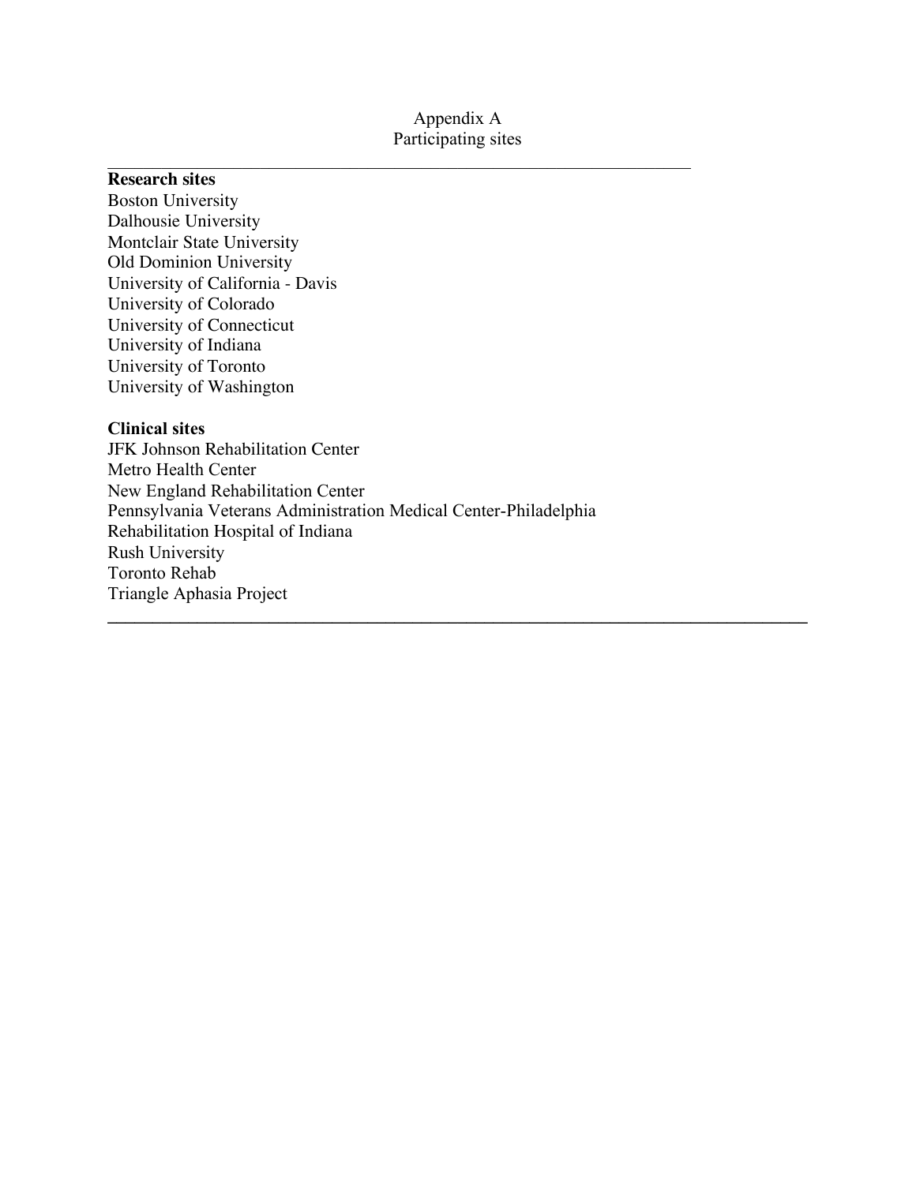# Appendix A
## Participating sites

**Research sites**

Boston University
Dalhousie University
Montclair State University
Old Dominion University
University of California - Davis
University of Colorado
University of Connecticut
University of Indiana
University of Toronto
University of Washington

**Clinical sites**

JFK Johnson Rehabilitation Center
Metro Health Center
New England Rehabilitation Center
Pennsylvania Veterans Administration Medical Center-Philadelphia
Rehabilitation Hospital of Indiana
Rush University
Toronto Rehab
Triangle Aphasia Project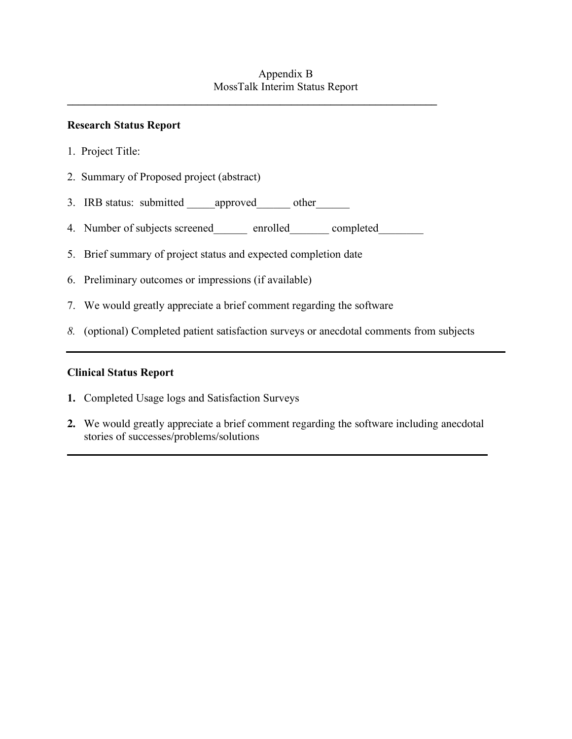Appendix B
MossTalk Interim Status Report

---

**Research Status Report**

1. Project Title:
2. Summary of Proposed project (abstract)
3. IRB status: submitted _____approved______ other______
4. Number of subjects screened______ enrolled_______ completed________
5. Brief summary of project status and expected completion date
6. Preliminary outcomes or impressions (if available)
7. We would greatly appreciate a brief comment regarding the software
8. (optional) Completed patient satisfaction surveys or anecdotal comments from subjects

---

**Clinical Status Report**

1. Completed Usage logs and Satisfaction Surveys
2. We would greatly appreciate a brief comment regarding the software including anecdotal stories of successes/problems/solutions

---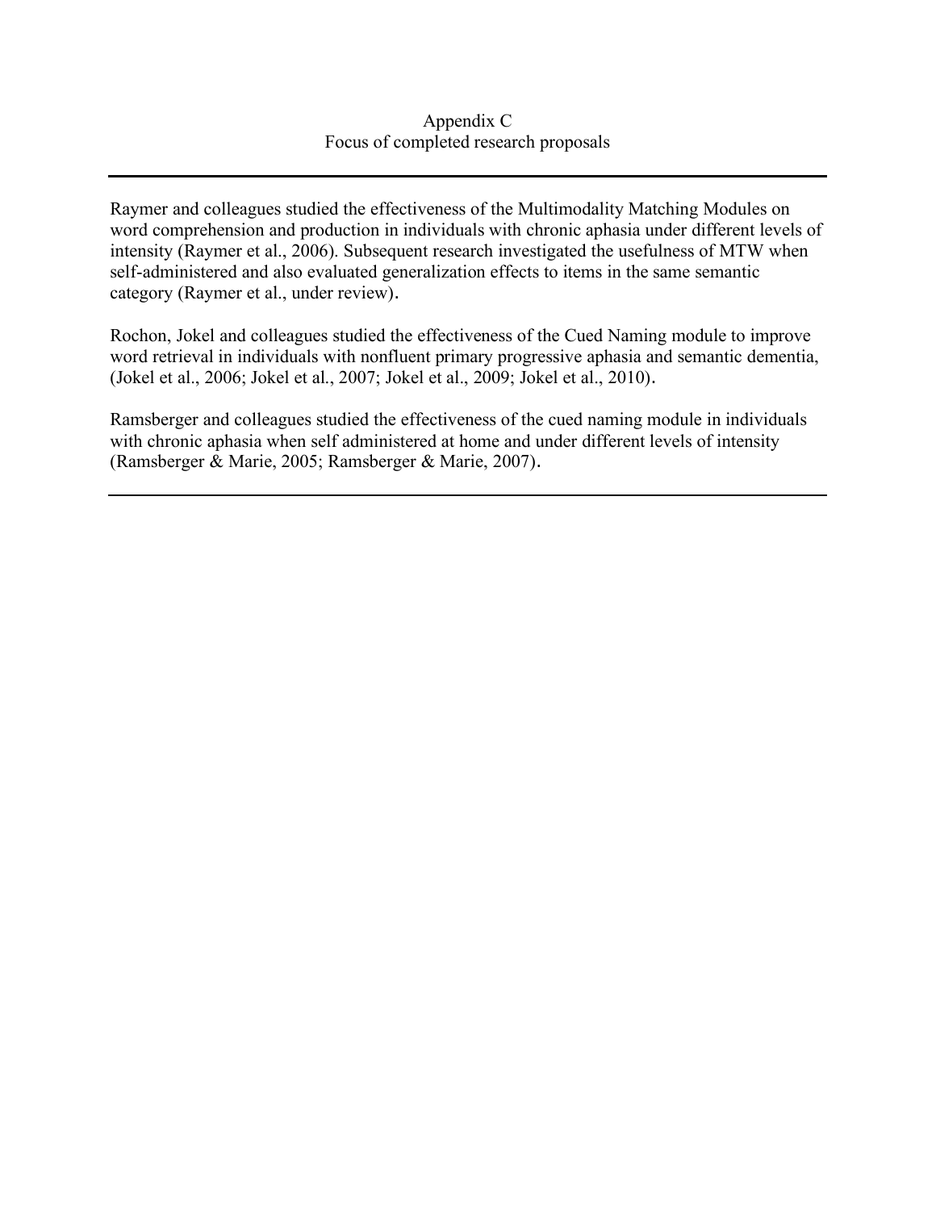Appendix C

Focus of completed research proposals

---

Raymer and colleagues studied the effectiveness of the Multimodality Matching Modules on word comprehension and production in individuals with chronic aphasia under different levels of intensity (Raymer et al., 2006). Subsequent research investigated the usefulness of MTW when self-administered and also evaluated generalization effects to items in the same semantic category (Raymer et al., under review).

Rochon, Jokel and colleagues studied the effectiveness of the Cued Naming module to improve word retrieval in individuals with nonfluent primary progressive aphasia and semantic dementia, (Jokel et al., 2006; Jokel et al., 2007; Jokel et al., 2009; Jokel et al., 2010).

Ramsberger and colleagues studied the effectiveness of the cued naming module in individuals with chronic aphasia when self administered at home and under different levels of intensity (Ramsberger & Marie, 2005; Ramsberger & Marie, 2007).

---